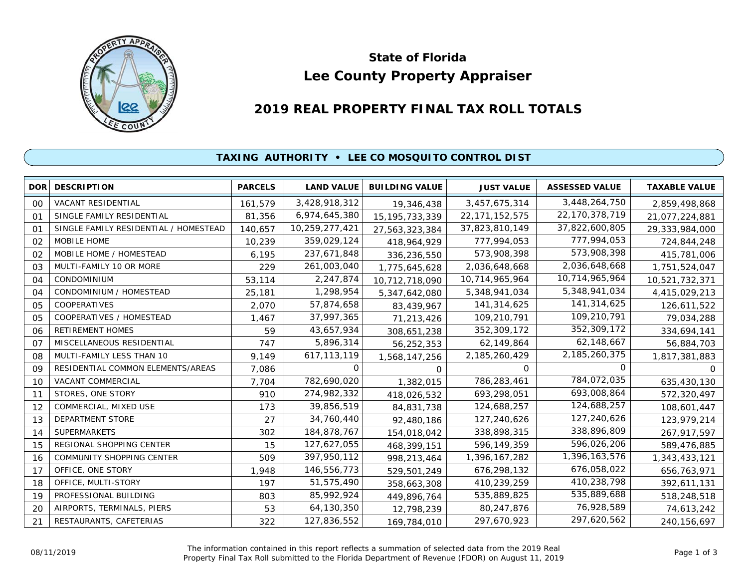# State of Florida
# Lee County Property Appraiser

## 2019 REAL PROPERTY FINAL TAX ROLL TOTALS

### TAXING AUTHORITY • LEE CO MOSQUITO CONTROL DIST

| DOR | DESCRIPTION | PARCELS | LAND VALUE | BUILDING VALUE | JUST VALUE | ASSESSED VALUE | TAXABLE VALUE |
|---|---|---|---|---|---|---|---|
| 00 | VACANT RESIDENTIAL | 161,579 | 3,428,918,312 | 19,346,438 | 3,457,675,314 | 3,448,264,750 | 2,859,498,868 |
| 01 | SINGLE FAMILY RESIDENTIAL | 81,356 | 6,974,645,380 | 15,195,733,339 | 22,171,152,575 | 22,170,378,719 | 21,077,224,881 |
| 01 | SINGLE FAMILY RESIDENTIAL / HOMESTEAD | 140,657 | 10,259,277,421 | 27,563,323,384 | 37,823,810,149 | 37,822,600,805 | 29,333,984,000 |
| 02 | MOBILE HOME | 10,239 | 359,029,124 | 418,964,929 | 777,994,053 | 777,994,053 | 724,844,248 |
| 02 | MOBILE HOME / HOMESTEAD | 6,195 | 237,671,848 | 336,236,550 | 573,908,398 | 573,908,398 | 415,781,006 |
| 03 | MULTI-FAMILY 10 OR MORE | 229 | 261,003,040 | 1,775,645,628 | 2,036,648,668 | 2,036,648,668 | 1,751,524,047 |
| 04 | CONDOMINIUM | 53,114 | 2,247,874 | 10,712,718,090 | 10,714,965,964 | 10,714,965,964 | 10,521,732,371 |
| 04 | CONDOMINIUM / HOMESTEAD | 25,181 | 1,298,954 | 5,347,642,080 | 5,348,941,034 | 5,348,941,034 | 4,415,029,213 |
| 05 | COOPERATIVES | 2,070 | 57,874,658 | 83,439,967 | 141,314,625 | 141,314,625 | 126,611,522 |
| 05 | COOPERATIVES / HOMESTEAD | 1,467 | 37,997,365 | 71,213,426 | 109,210,791 | 109,210,791 | 79,034,288 |
| 06 | RETIREMENT HOMES | 59 | 43,657,934 | 308,651,238 | 352,309,172 | 352,309,172 | 334,694,141 |
| 07 | MISCELLANEOUS RESIDENTIAL | 747 | 5,896,314 | 56,252,353 | 62,149,864 | 62,148,667 | 56,884,703 |
| 08 | MULTI-FAMILY LESS THAN 10 | 9,149 | 617,113,119 | 1,568,147,256 | 2,185,260,429 | 2,185,260,375 | 1,817,381,883 |
| 09 | RESIDENTIAL COMMON ELEMENTS/AREAS | 7,086 | 0 | 0 | 0 | 0 | 0 |
| 10 | VACANT COMMERCIAL | 7,704 | 782,690,020 | 1,382,015 | 786,283,461 | 784,072,035 | 635,430,130 |
| 11 | STORES, ONE STORY | 910 | 274,982,332 | 418,026,532 | 693,298,051 | 693,008,864 | 572,320,497 |
| 12 | COMMERCIAL, MIXED USE | 173 | 39,856,519 | 84,831,738 | 124,688,257 | 124,688,257 | 108,601,447 |
| 13 | DEPARTMENT STORE | 27 | 34,760,440 | 92,480,186 | 127,240,626 | 127,240,626 | 123,979,214 |
| 14 | SUPERMARKETS | 302 | 184,878,767 | 154,018,042 | 338,898,315 | 338,896,809 | 267,917,597 |
| 15 | REGIONAL SHOPPING CENTER | 15 | 127,627,055 | 468,399,151 | 596,149,359 | 596,026,206 | 589,476,885 |
| 16 | COMMUNITY SHOPPING CENTER | 509 | 397,950,112 | 998,213,464 | 1,396,167,282 | 1,396,163,576 | 1,343,433,121 |
| 17 | OFFICE, ONE STORY | 1,948 | 146,556,773 | 529,501,249 | 676,298,132 | 676,058,022 | 656,763,971 |
| 18 | OFFICE, MULTI-STORY | 197 | 51,575,490 | 358,663,308 | 410,239,259 | 410,238,798 | 392,611,131 |
| 19 | PROFESSIONAL BUILDING | 803 | 85,992,924 | 449,896,764 | 535,889,825 | 535,889,688 | 518,248,518 |
| 20 | AIRPORTS, TERMINALS, PIERS | 53 | 64,130,350 | 12,798,239 | 80,247,876 | 76,928,589 | 74,613,242 |
| 21 | RESTAURANTS, CAFETERIAS | 322 | 127,836,552 | 169,784,010 | 297,670,923 | 297,620,562 | 240,156,697 |

08/11/2019

The information contained in this report reflects a summation of selected data from the 2019 Real Property Final Tax Roll submitted to the Florida Department of Revenue (FDOR) on August 11, 2019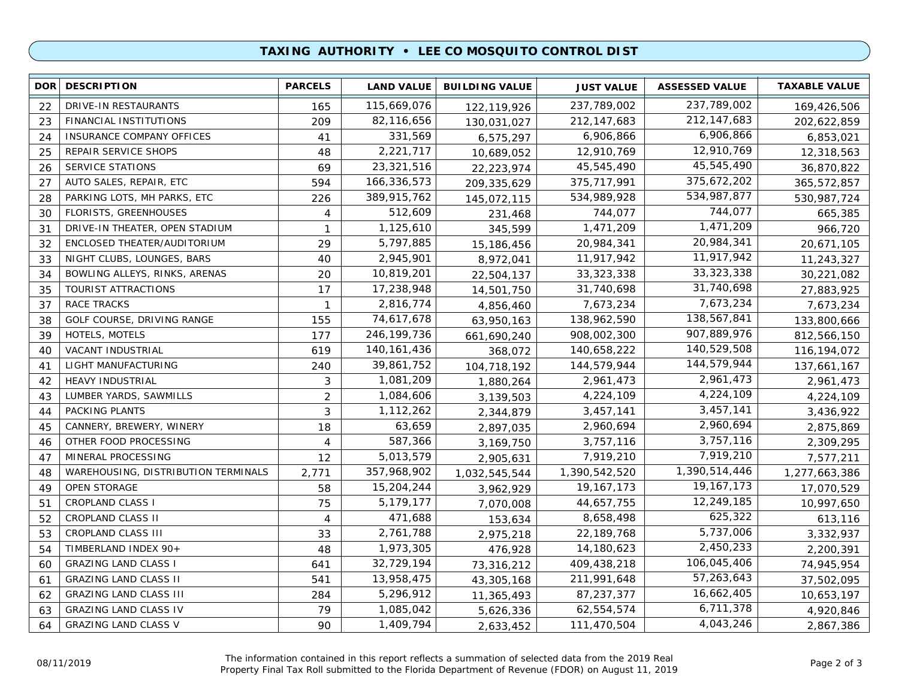## TAXING AUTHORITY • LEE CO MOSQUITO CONTROL DIST

| DOR | DESCRIPTION | PARCELS | LAND VALUE | BUILDING VALUE | JUST VALUE | ASSESSED VALUE | TAXABLE VALUE |
|---|---|---|---|---|---|---|---|
| 22 | DRIVE-IN RESTAURANTS | 165 | 115,669,076 | 122,119,926 | 237,789,002 | 237,789,002 | 169,426,506 |
| 23 | FINANCIAL INSTITUTIONS | 209 | 82,116,656 | 130,031,027 | 212,147,683 | 212,147,683 | 202,622,859 |
| 24 | INSURANCE COMPANY OFFICES | 41 | 331,569 | 6,575,297 | 6,906,866 | 6,906,866 | 6,853,021 |
| 25 | REPAIR SERVICE SHOPS | 48 | 2,221,717 | 10,689,052 | 12,910,769 | 12,910,769 | 12,318,563 |
| 26 | SERVICE STATIONS | 69 | 23,321,516 | 22,223,974 | 45,545,490 | 45,545,490 | 36,870,822 |
| 27 | AUTO SALES, REPAIR, ETC | 594 | 166,336,573 | 209,335,629 | 375,717,991 | 375,672,202 | 365,572,857 |
| 28 | PARKING LOTS, MH PARKS, ETC | 226 | 389,915,762 | 145,072,115 | 534,989,928 | 534,987,877 | 530,987,724 |
| 30 | FLORISTS, GREENHOUSES | 4 | 512,609 | 231,468 | 744,077 | 744,077 | 665,385 |
| 31 | DRIVE-IN THEATER, OPEN STADIUM | 1 | 1,125,610 | 345,599 | 1,471,209 | 1,471,209 | 966,720 |
| 32 | ENCLOSED THEATER/AUDITORIUM | 29 | 5,797,885 | 15,186,456 | 20,984,341 | 20,984,341 | 20,671,105 |
| 33 | NIGHT CLUBS, LOUNGES, BARS | 40 | 2,945,901 | 8,972,041 | 11,917,942 | 11,917,942 | 11,243,327 |
| 34 | BOWLING ALLEYS, RINKS, ARENAS | 20 | 10,819,201 | 22,504,137 | 33,323,338 | 33,323,338 | 30,221,082 |
| 35 | TOURIST ATTRACTIONS | 17 | 17,238,948 | 14,501,750 | 31,740,698 | 31,740,698 | 27,883,925 |
| 37 | RACE TRACKS | 1 | 2,816,774 | 4,856,460 | 7,673,234 | 7,673,234 | 7,673,234 |
| 38 | GOLF COURSE, DRIVING RANGE | 155 | 74,617,678 | 63,950,163 | 138,962,590 | 138,567,841 | 133,800,666 |
| 39 | HOTELS, MOTELS | 177 | 246,199,736 | 661,690,240 | 908,002,300 | 907,889,976 | 812,566,150 |
| 40 | VACANT INDUSTRIAL | 619 | 140,161,436 | 368,072 | 140,658,222 | 140,529,508 | 116,194,072 |
| 41 | LIGHT MANUFACTURING | 240 | 39,861,752 | 104,718,192 | 144,579,944 | 144,579,944 | 137,661,167 |
| 42 | HEAVY INDUSTRIAL | 3 | 1,081,209 | 1,880,264 | 2,961,473 | 2,961,473 | 2,961,473 |
| 43 | LUMBER YARDS, SAWMILLS | 2 | 1,084,606 | 3,139,503 | 4,224,109 | 4,224,109 | 4,224,109 |
| 44 | PACKING PLANTS | 3 | 1,112,262 | 2,344,879 | 3,457,141 | 3,457,141 | 3,436,922 |
| 45 | CANNERY, BREWERY, WINERY | 18 | 63,659 | 2,897,035 | 2,960,694 | 2,960,694 | 2,875,869 |
| 46 | OTHER FOOD PROCESSING | 4 | 587,366 | 3,169,750 | 3,757,116 | 3,757,116 | 2,309,295 |
| 47 | MINERAL PROCESSING | 12 | 5,013,579 | 2,905,631 | 7,919,210 | 7,919,210 | 7,577,211 |
| 48 | WAREHOUSING, DISTRIBUTION TERMINALS | 2,771 | 357,968,902 | 1,032,545,544 | 1,390,542,520 | 1,390,514,446 | 1,277,663,386 |
| 49 | OPEN STORAGE | 58 | 15,204,244 | 3,962,929 | 19,167,173 | 19,167,173 | 17,070,529 |
| 51 | CROPLAND CLASS I | 75 | 5,179,177 | 7,070,008 | 44,657,755 | 12,249,185 | 10,997,650 |
| 52 | CROPLAND CLASS II | 4 | 471,688 | 153,634 | 8,658,498 | 625,322 | 613,116 |
| 53 | CROPLAND CLASS III | 33 | 2,761,788 | 2,975,218 | 22,189,768 | 5,737,006 | 3,332,937 |
| 54 | TIMBERLAND INDEX 90+ | 48 | 1,973,305 | 476,928 | 14,180,623 | 2,450,233 | 2,200,391 |
| 60 | GRAZING LAND CLASS I | 641 | 32,729,194 | 73,316,212 | 409,438,218 | 106,045,406 | 74,945,954 |
| 61 | GRAZING LAND CLASS II | 541 | 13,958,475 | 43,305,168 | 211,991,648 | 57,263,643 | 37,502,095 |
| 62 | GRAZING LAND CLASS III | 284 | 5,296,912 | 11,365,493 | 87,237,377 | 16,662,405 | 10,653,197 |
| 63 | GRAZING LAND CLASS IV | 79 | 1,085,042 | 5,626,336 | 62,554,574 | 6,711,378 | 4,920,846 |
| 64 | GRAZING LAND CLASS V | 90 | 1,409,794 | 2,633,452 | 111,470,504 | 4,043,246 | 2,867,386 |

08/11/2019

The information contained in this report reflects a summation of selected data from the 2019 Real Property Final Tax Roll submitted to the Florida Department of Revenue (FDOR) on August 11, 2019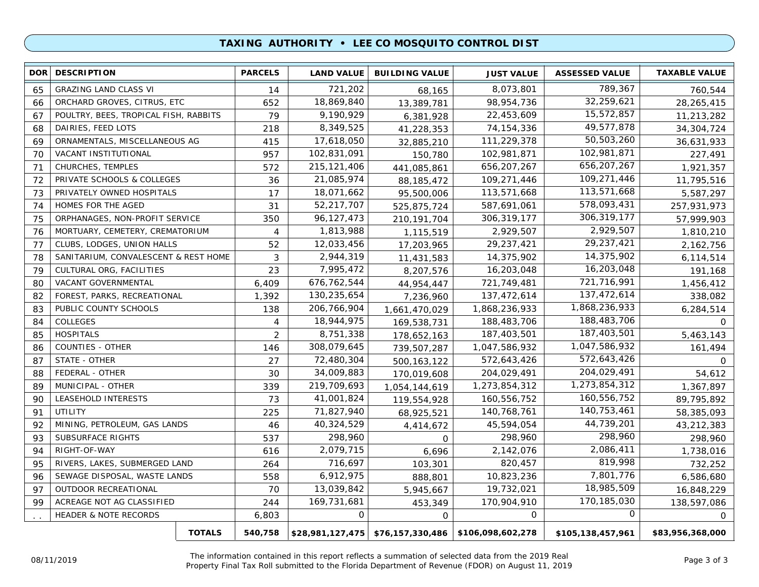## TAXING AUTHORITY • LEE CO MOSQUITO CONTROL DIST

| DOR | DESCRIPTION | PARCELS | LAND VALUE | BUILDING VALUE | JUST VALUE | ASSESSED VALUE | TAXABLE VALUE |
|---|---|---|---|---|---|---|---|
| 65 | GRAZING LAND CLASS VI | 14 | 721,202 | 68,165 | 8,073,801 | 789,367 | 760,544 |
| 66 | ORCHARD GROVES, CITRUS, ETC | 652 | 18,869,840 | 13,389,781 | 98,954,736 | 32,259,621 | 28,265,415 |
| 67 | POULTRY, BEES, TROPICAL FISH, RABBITS | 79 | 9,190,929 | 6,381,928 | 22,453,609 | 15,572,857 | 11,213,282 |
| 68 | DAIRIES, FEED LOTS | 218 | 8,349,525 | 41,228,353 | 74,154,336 | 49,577,878 | 34,304,724 |
| 69 | ORNAMENTALS, MISCELLANEOUS AG | 415 | 17,618,050 | 32,885,210 | 111,229,378 | 50,503,260 | 36,631,933 |
| 70 | VACANT INSTITUTIONAL | 957 | 102,831,091 | 150,780 | 102,981,871 | 102,981,871 | 227,491 |
| 71 | CHURCHES, TEMPLES | 572 | 215,121,406 | 441,085,861 | 656,207,267 | 656,207,267 | 1,921,357 |
| 72 | PRIVATE SCHOOLS & COLLEGES | 36 | 21,085,974 | 88,185,472 | 109,271,446 | 109,271,446 | 11,795,516 |
| 73 | PRIVATELY OWNED HOSPITALS | 17 | 18,071,662 | 95,500,006 | 113,571,668 | 113,571,668 | 5,587,297 |
| 74 | HOMES FOR THE AGED | 31 | 52,217,707 | 525,875,724 | 587,691,061 | 578,093,431 | 257,931,973 |
| 75 | ORPHANAGES, NON-PROFIT SERVICE | 350 | 96,127,473 | 210,191,704 | 306,319,177 | 306,319,177 | 57,999,903 |
| 76 | MORTUARY, CEMETERY, CREMATORIUM | 4 | 1,813,988 | 1,115,519 | 2,929,507 | 2,929,507 | 1,810,210 |
| 77 | CLUBS, LODGES, UNION HALLS | 52 | 12,033,456 | 17,203,965 | 29,237,421 | 29,237,421 | 2,162,756 |
| 78 | SANITARIUM, CONVALESCENT & REST HOME | 3 | 2,944,319 | 11,431,583 | 14,375,902 | 14,375,902 | 6,114,514 |
| 79 | CULTURAL ORG, FACILITIES | 23 | 7,995,472 | 8,207,576 | 16,203,048 | 16,203,048 | 191,168 |
| 80 | VACANT GOVERNMENTAL | 6,409 | 676,762,544 | 44,954,447 | 721,749,481 | 721,716,991 | 1,456,412 |
| 82 | FOREST, PARKS, RECREATIONAL | 1,392 | 130,235,654 | 7,236,960 | 137,472,614 | 137,472,614 | 338,082 |
| 83 | PUBLIC COUNTY SCHOOLS | 138 | 206,766,904 | 1,661,470,029 | 1,868,236,933 | 1,868,236,933 | 6,284,514 |
| 84 | COLLEGES | 4 | 18,944,975 | 169,538,731 | 188,483,706 | 188,483,706 | 0 |
| 85 | HOSPITALS | 2 | 8,751,338 | 178,652,163 | 187,403,501 | 187,403,501 | 5,463,143 |
| 86 | COUNTIES - OTHER | 146 | 308,079,645 | 739,507,287 | 1,047,586,932 | 1,047,586,932 | 161,494 |
| 87 | STATE - OTHER | 27 | 72,480,304 | 500,163,122 | 572,643,426 | 572,643,426 | 0 |
| 88 | FEDERAL - OTHER | 30 | 34,009,883 | 170,019,608 | 204,029,491 | 204,029,491 | 54,612 |
| 89 | MUNICIPAL - OTHER | 339 | 219,709,693 | 1,054,144,619 | 1,273,854,312 | 1,273,854,312 | 1,367,897 |
| 90 | LEASEHOLD INTERESTS | 73 | 41,001,824 | 119,554,928 | 160,556,752 | 160,556,752 | 89,795,892 |
| 91 | UTILITY | 225 | 71,827,940 | 68,925,521 | 140,768,761 | 140,753,461 | 58,385,093 |
| 92 | MINING, PETROLEUM, GAS LANDS | 46 | 40,324,529 | 4,414,672 | 45,594,054 | 44,739,201 | 43,212,383 |
| 93 | SUBSURFACE RIGHTS | 537 | 298,960 | 0 | 298,960 | 298,960 | 298,960 |
| 94 | RIGHT-OF-WAY | 616 | 2,079,715 | 6,696 | 2,142,076 | 2,086,411 | 1,738,016 |
| 95 | RIVERS, LAKES, SUBMERGED LAND | 264 | 716,697 | 103,301 | 820,457 | 819,998 | 732,252 |
| 96 | SEWAGE DISPOSAL, WASTE LANDS | 558 | 6,912,975 | 888,801 | 10,823,236 | 7,801,776 | 6,586,680 |
| 97 | OUTDOOR RECREATIONAL | 70 | 13,039,842 | 5,945,667 | 19,732,021 | 18,985,509 | 16,848,229 |
| 99 | ACREAGE NOT AG CLASSIFIED | 244 | 169,731,681 | 453,349 | 170,904,910 | 170,185,030 | 138,597,086 |
| .. | HEADER & NOTE RECORDS | 6,803 | 0 | 0 | 0 | 0 | 0 |
| | **TOTALS** | **540,758** | **$28,981,127,475** | **$76,157,330,486** | **$106,098,602,278** | **$105,138,457,961** | **$83,956,368,000** |

08/11/2019

The information contained in this report reflects a summation of selected data from the 2019 Real Property Final Tax Roll submitted to the Florida Department of Revenue (FDOR) on August 11, 2019